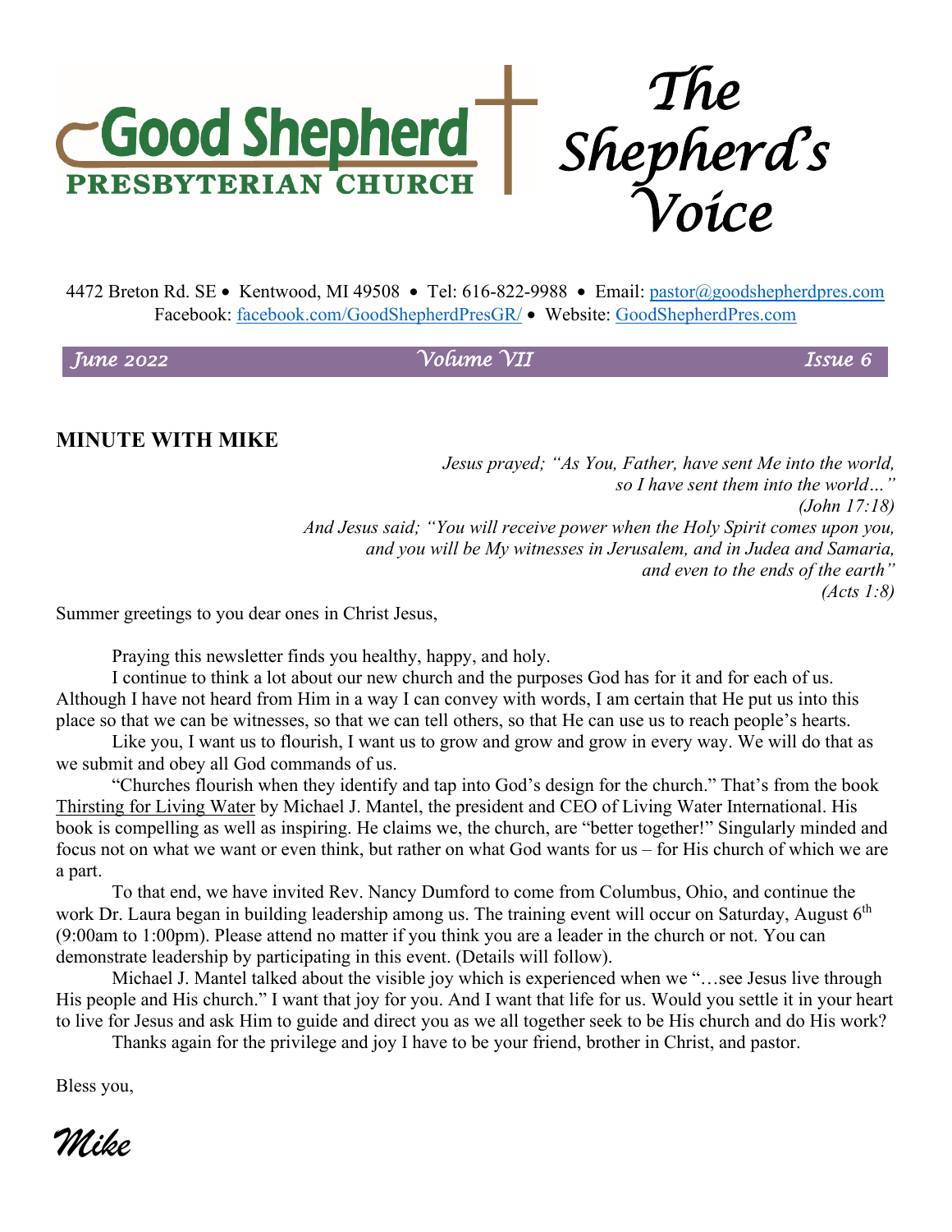# Good Shepherd Presbyterian Church

# The Shepherd's Voice

4472 Breton Rd. SE • Kentwood, MI 49508 • Tel: 616-822-9988 • Email: pastor@goodshepherdpres.com
Facebook: facebook.com/GoodShepherdPresGR/ • Website: GoodShepherdPres.com

*June 2022* *Volume VII* *Issue 6*

## MINUTE WITH MIKE

*Jesus prayed; "As You, Father, have sent Me into the world,*
*so I have sent them into the world…"*
*(John 17:18)*
*And Jesus said; "You will receive power when the Holy Spirit comes upon you,*
*and you will be My witnesses in Jerusalem, and in Judea and Samaria,*
*and even to the ends of the earth"*
*(Acts 1:8)*

Summer greetings to you dear ones in Christ Jesus,

Praying this newsletter finds you healthy, happy, and holy.

I continue to think a lot about our new church and the purposes God has for it and for each of us. Although I have not heard from Him in a way I can convey with words, I am certain that He put us into this place so that we can be witnesses, so that we can tell others, so that He can use us to reach people's hearts.

Like you, I want us to flourish, I want us to grow and grow and grow in every way. We will do that as we submit and obey all God commands of us.

"Churches flourish when they identify and tap into God's design for the church." That's from the book Thirsting for Living Water by Michael J. Mantel, the president and CEO of Living Water International. His book is compelling as well as inspiring. He claims we, the church, are "better together!" Singularly minded and focus not on what we want or even think, but rather on what God wants for us – for His church of which we are a part.

To that end, we have invited Rev. Nancy Dumford to come from Columbus, Ohio, and continue the work Dr. Laura began in building leadership among us. The training event will occur on Saturday, August 6th (9:00am to 1:00pm). Please attend no matter if you think you are a leader in the church or not. You can demonstrate leadership by participating in this event. (Details will follow).

Michael J. Mantel talked about the visible joy which is experienced when we "…see Jesus live through His people and His church." I want that joy for you. And I want that life for us. Would you settle it in your heart to live for Jesus and ask Him to guide and direct you as we all together seek to be His church and do His work?

Thanks again for the privilege and joy I have to be your friend, brother in Christ, and pastor.

Bless you,

*Mike*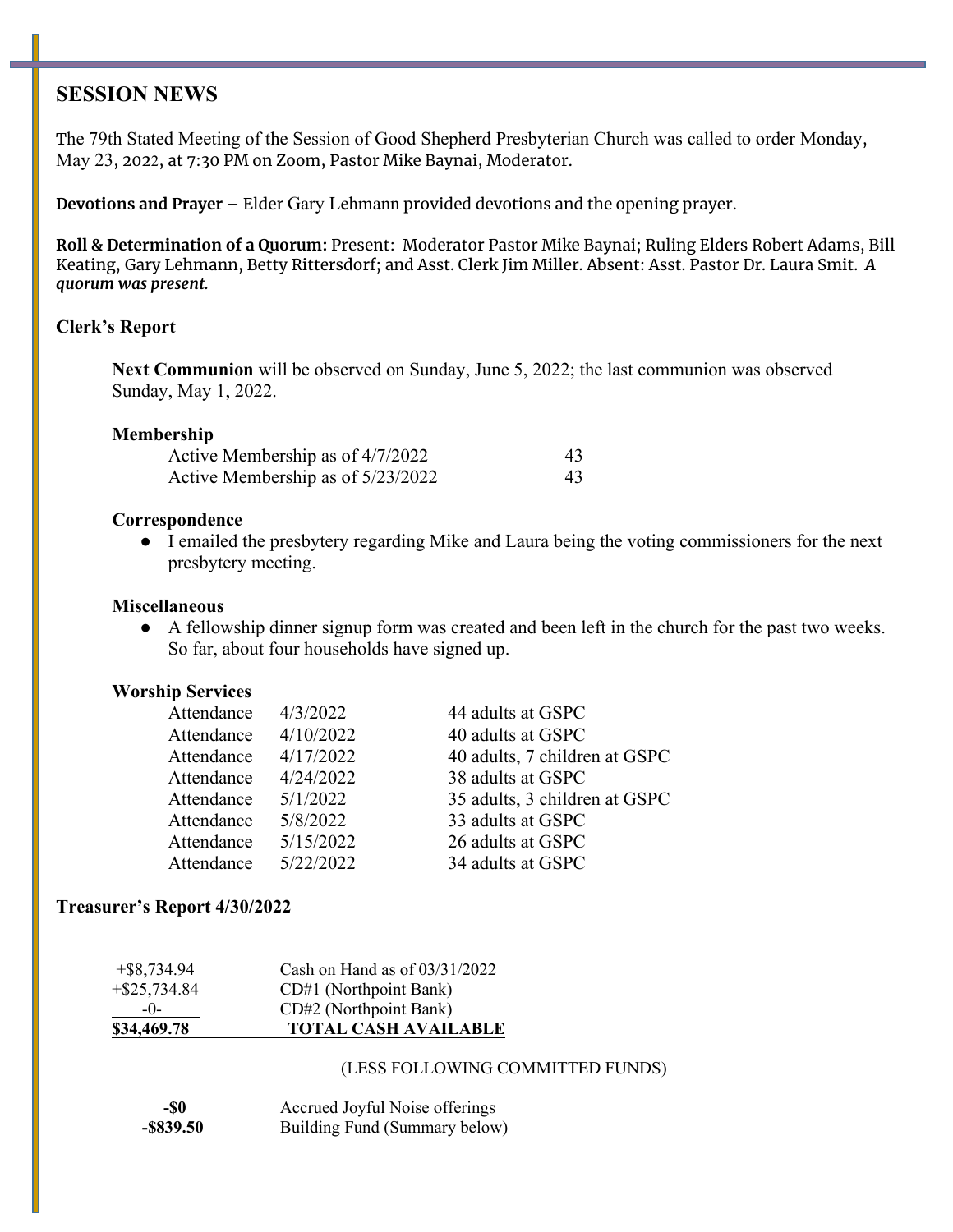## SESSION NEWS

The 79th Stated Meeting of the Session of Good Shepherd Presbyterian Church was called to order Monday, May 23, 2022, at 7:30 PM on Zoom, Pastor Mike Baynai, Moderator.

**Devotions and Prayer –** Elder Gary Lehmann provided devotions and the opening prayer.

**Roll & Determination of a Quorum:** Present: Moderator Pastor Mike Baynai; Ruling Elders Robert Adams, Bill Keating, Gary Lehmann, Betty Rittersdorf; and Asst. Clerk Jim Miller. Absent: Asst. Pastor Dr. Laura Smit. ***A quorum was present.***

### Clerk's Report

**Next Communion** will be observed on Sunday, June 5, 2022; the last communion was observed Sunday, May 1, 2022.

**Membership**

| | |
|---|---|
| Active Membership as of 4/7/2022 | 43 |
| Active Membership as of 5/23/2022 | 43 |

**Correspondence**

- I emailed the presbytery regarding Mike and Laura being the voting commissioners for the next presbytery meeting.

**Miscellaneous**

- A fellowship dinner signup form was created and been left in the church for the past two weeks. So far, about four households have signed up.

**Worship Services**

| | | |
|---|---|---|
| Attendance | 4/3/2022 | 44 adults at GSPC |
| Attendance | 4/10/2022 | 40 adults at GSPC |
| Attendance | 4/17/2022 | 40 adults, 7 children at GSPC |
| Attendance | 4/24/2022 | 38 adults at GSPC |
| Attendance | 5/1/2022 | 35 adults, 3 children at GSPC |
| Attendance | 5/8/2022 | 33 adults at GSPC |
| Attendance | 5/15/2022 | 26 adults at GSPC |
| Attendance | 5/22/2022 | 34 adults at GSPC |

### Treasurer's Report 4/30/2022

| | |
|---|---|
| +$8,734.94 | Cash on Hand as of 03/31/2022 |
| +$25,734.84 | CD#1 (Northpoint Bank) |
| -0- | CD#2 (Northpoint Bank) |
| **$34,469.78** | **TOTAL CASH AVAILABLE** |

(LESS FOLLOWING COMMITTED FUNDS)

| | |
|---|---|
| **-$0** | Accrued Joyful Noise offerings |
| **-$839.50** | Building Fund (Summary below) |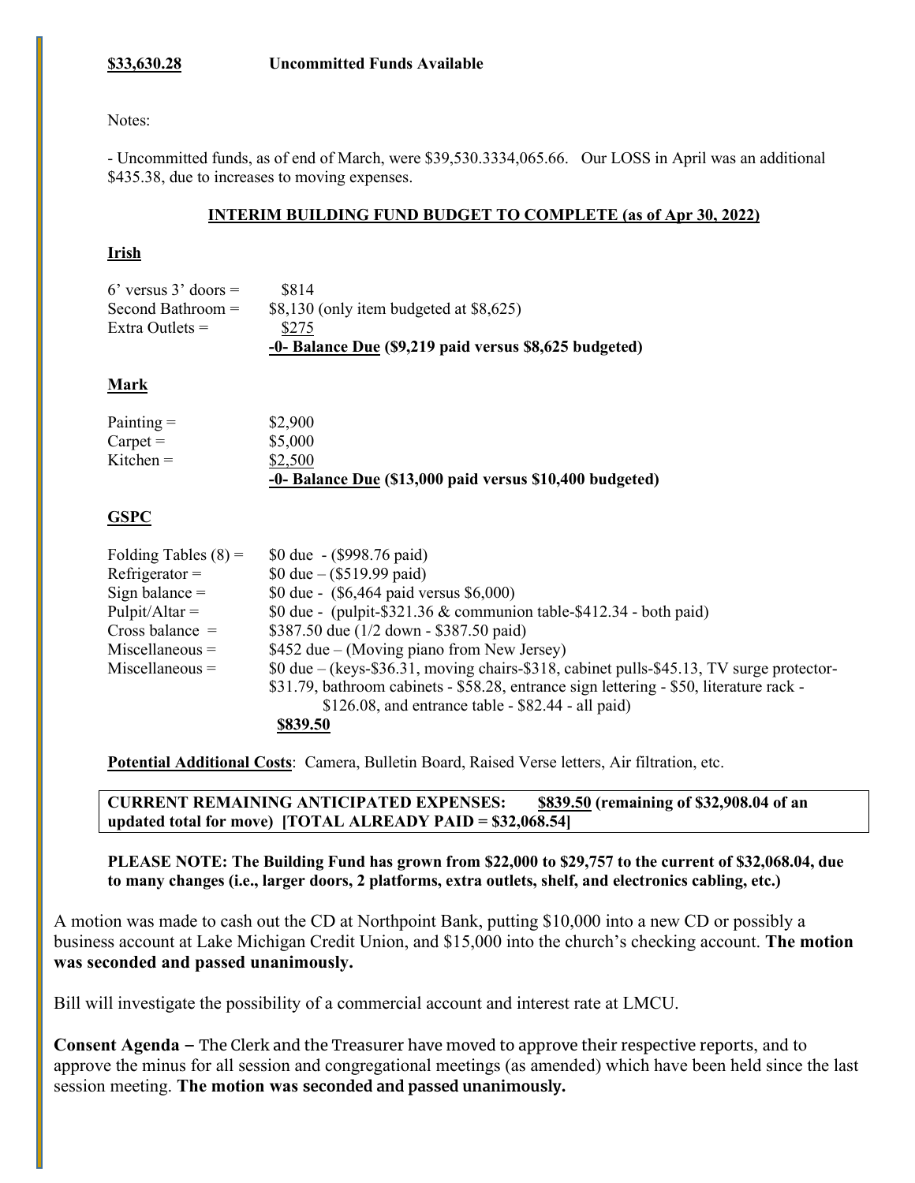**$33,630.28** **Uncommitted Funds Available**

Notes:

- Uncommitted funds, as of end of March, were $39,530.3334,065.66. Our LOSS in April was an additional $435.38, due to increases to moving expenses.

**INTERIM BUILDING FUND BUDGET TO COMPLETE (as of Apr 30, 2022)**

**Irish**

| | |
|---|---|
| 6' versus 3' doors = | $814 |
| Second Bathroom = | $8,130 (only item budgeted at $8,625) |
| Extra Outlets = | $275 |
| | **-0- Balance Due ($9,219 paid versus $8,625 budgeted)** |

**Mark**

| | |
|---|---|
| Painting = | $2,900 |
| Carpet = | $5,000 |
| Kitchen = | $2,500 |
| | **-0- Balance Due ($13,000 paid versus $10,400 budgeted)** |

**GSPC**

| | |
|---|---|
| Folding Tables (8) = | $0 due - ($998.76 paid) |
| Refrigerator = | $0 due – ($519.99 paid) |
| Sign balance = | $0 due - ($6,464 paid versus $6,000) |
| Pulpit/Altar = | $0 due - (pulpit-$321.36 & communion table-$412.34 - both paid) |
| Cross balance = | $387.50 due (1/2 down - $387.50 paid) |
| Miscellaneous = | $452 due – (Moving piano from New Jersey) |
| Miscellaneous = | $0 due – (keys-$36.31, moving chairs-$318, cabinet pulls-$45.13, TV surge protector-$31.79, bathroom cabinets - $58.28, entrance sign lettering - $50, literature rack - $126.08, and entrance table - $82.44 - all paid) |
| | **$839.50** |

**Potential Additional Costs**: Camera, Bulletin Board, Raised Verse letters, Air filtration, etc.

**CURRENT REMAINING ANTICIPATED EXPENSES: $839.50 (remaining of $32,908.04 of an updated total for move) [TOTAL ALREADY PAID = $32,068.54]**

**PLEASE NOTE: The Building Fund has grown from $22,000 to $29,757 to the current of $32,068.04, due to many changes (i.e., larger doors, 2 platforms, extra outlets, shelf, and electronics cabling, etc.)**

A motion was made to cash out the CD at Northpoint Bank, putting $10,000 into a new CD or possibly a business account at Lake Michigan Credit Union, and $15,000 into the church's checking account. **The motion was seconded and passed unanimously.**

Bill will investigate the possibility of a commercial account and interest rate at LMCU.

**Consent Agenda –** The Clerk and the Treasurer have moved to approve their respective reports, and to approve the minus for all session and congregational meetings (as amended) which have been held since the last session meeting. **The motion was seconded and passed unanimously.**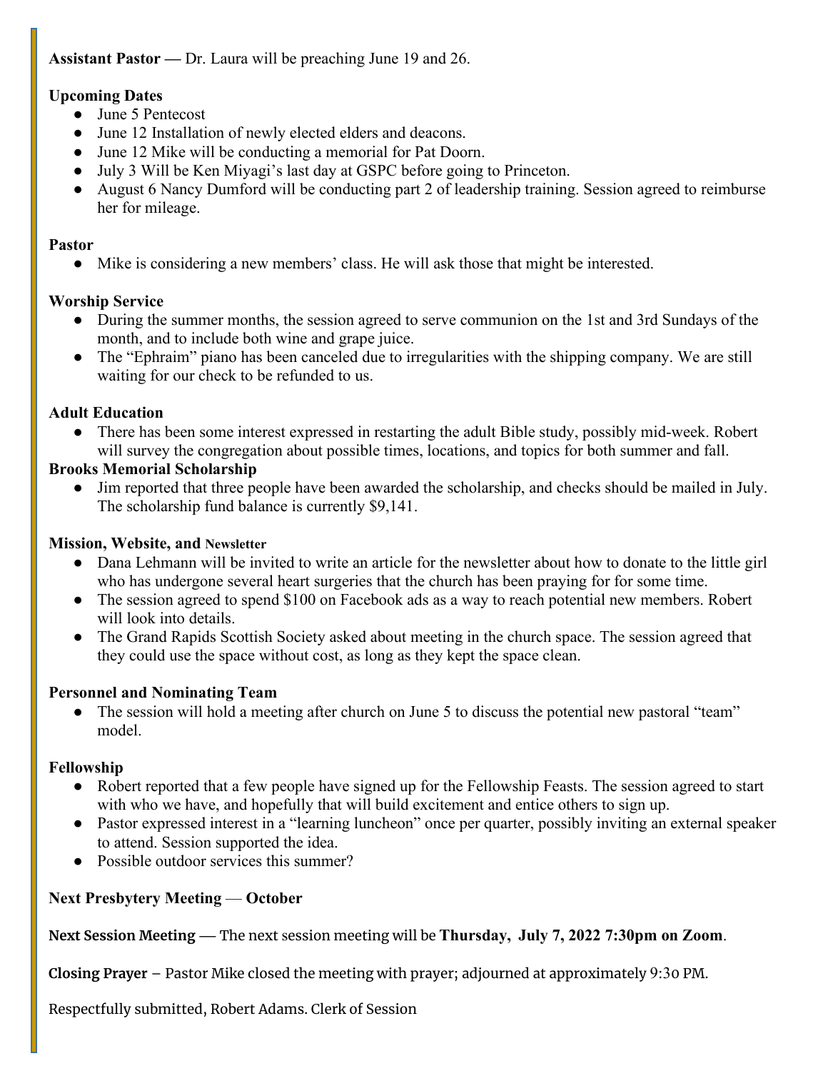**Assistant Pastor —** Dr. Laura will be preaching June 19 and 26.

**Upcoming Dates**

- June 5 Pentecost
- June 12 Installation of newly elected elders and deacons.
- June 12 Mike will be conducting a memorial for Pat Doorn.
- July 3 Will be Ken Miyagi's last day at GSPC before going to Princeton.
- August 6 Nancy Dumford will be conducting part 2 of leadership training. Session agreed to reimburse her for mileage.

**Pastor**

- Mike is considering a new members' class. He will ask those that might be interested.

**Worship Service**

- During the summer months, the session agreed to serve communion on the 1st and 3rd Sundays of the month, and to include both wine and grape juice.
- The "Ephraim" piano has been canceled due to irregularities with the shipping company. We are still waiting for our check to be refunded to us.

**Adult Education**

- There has been some interest expressed in restarting the adult Bible study, possibly mid-week. Robert will survey the congregation about possible times, locations, and topics for both summer and fall.

**Brooks Memorial Scholarship**

- Jim reported that three people have been awarded the scholarship, and checks should be mailed in July. The scholarship fund balance is currently $9,141.

**Mission, Website, and Newsletter**

- Dana Lehmann will be invited to write an article for the newsletter about how to donate to the little girl who has undergone several heart surgeries that the church has been praying for for some time.
- The session agreed to spend $100 on Facebook ads as a way to reach potential new members. Robert will look into details.
- The Grand Rapids Scottish Society asked about meeting in the church space. The session agreed that they could use the space without cost, as long as they kept the space clean.

**Personnel and Nominating Team**

- The session will hold a meeting after church on June 5 to discuss the potential new pastoral "team" model.

**Fellowship**

- Robert reported that a few people have signed up for the Fellowship Feasts. The session agreed to start with who we have, and hopefully that will build excitement and entice others to sign up.
- Pastor expressed interest in a "learning luncheon" once per quarter, possibly inviting an external speaker to attend. Session supported the idea.
- Possible outdoor services this summer?

**Next Presbytery Meeting** — **October**

**Next Session Meeting —** The next session meeting will be **Thursday, July 7, 2022 7:30pm on Zoom**.

**Closing Prayer** – Pastor Mike closed the meeting with prayer; adjourned at approximately 9:30 PM.

Respectfully submitted, Robert Adams. Clerk of Session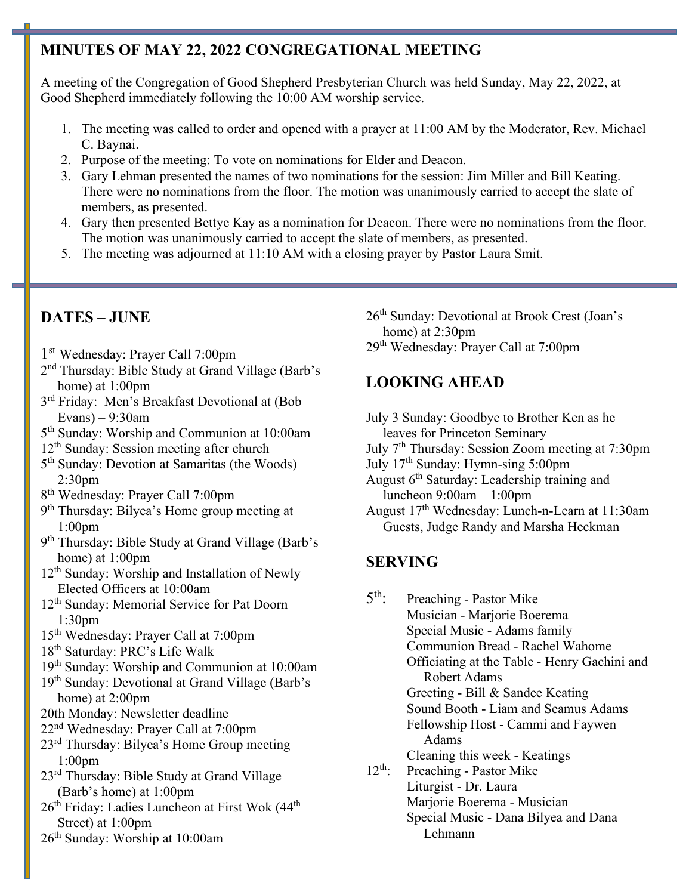## MINUTES OF MAY 22, 2022 CONGREGATIONAL MEETING

A meeting of the Congregation of Good Shepherd Presbyterian Church was held Sunday, May 22, 2022, at Good Shepherd immediately following the 10:00 AM worship service.

1. The meeting was called to order and opened with a prayer at 11:00 AM by the Moderator, Rev. Michael C. Baynai.
2. Purpose of the meeting: To vote on nominations for Elder and Deacon.
3. Gary Lehman presented the names of two nominations for the session: Jim Miller and Bill Keating. There were no nominations from the floor. The motion was unanimously carried to accept the slate of members, as presented.
4. Gary then presented Bettye Kay as a nomination for Deacon. There were no nominations from the floor. The motion was unanimously carried to accept the slate of members, as presented.
5. The meeting was adjourned at 11:10 AM with a closing prayer by Pastor Laura Smit.

## DATES – JUNE

1st Wednesday: Prayer Call 7:00pm
2nd Thursday: Bible Study at Grand Village (Barb's home) at 1:00pm
3rd Friday: Men's Breakfast Devotional at (Bob Evans) – 9:30am
5th Sunday: Worship and Communion at 10:00am
12th Sunday: Session meeting after church
5th Sunday: Devotion at Samaritas (the Woods) 2:30pm
8th Wednesday: Prayer Call 7:00pm
9th Thursday: Bilyea's Home group meeting at 1:00pm
9th Thursday: Bible Study at Grand Village (Barb's home) at 1:00pm
12th Sunday: Worship and Installation of Newly Elected Officers at 10:00am
12th Sunday: Memorial Service for Pat Doorn 1:30pm
15th Wednesday: Prayer Call at 7:00pm
18th Saturday: PRC's Life Walk
19th Sunday: Worship and Communion at 10:00am
19th Sunday: Devotional at Grand Village (Barb's home) at 2:00pm
20th Monday: Newsletter deadline
22nd Wednesday: Prayer Call at 7:00pm
23rd Thursday: Bilyea's Home Group meeting 1:00pm
23rd Thursday: Bible Study at Grand Village (Barb's home) at 1:00pm
26th Friday: Ladies Luncheon at First Wok (44th Street) at 1:00pm
26th Sunday: Worship at 10:00am
26th Sunday: Devotional at Brook Crest (Joan's home) at 2:30pm
29th Wednesday: Prayer Call at 7:00pm

## LOOKING AHEAD

July 3 Sunday: Goodbye to Brother Ken as he leaves for Princeton Seminary
July 7th Thursday: Session Zoom meeting at 7:30pm
July 17th Sunday: Hymn-sing 5:00pm
August 6th Saturday: Leadership training and luncheon 9:00am – 1:00pm
August 17th Wednesday: Lunch-n-Learn at 11:30am Guests, Judge Randy and Marsha Heckman

## SERVING

5th:
- Preaching - Pastor Mike
- Musician - Marjorie Boerema
- Special Music - Adams family
- Communion Bread - Rachel Wahome
- Officiating at the Table - Henry Gachini and Robert Adams
- Greeting - Bill & Sandee Keating
- Sound Booth - Liam and Seamus Adams
- Fellowship Host - Cammi and Faywen Adams
- Cleaning this week - Keatings

12th:
- Preaching - Pastor Mike
- Liturgist - Dr. Laura
- Marjorie Boerema - Musician
- Special Music - Dana Bilyea and Dana Lehmann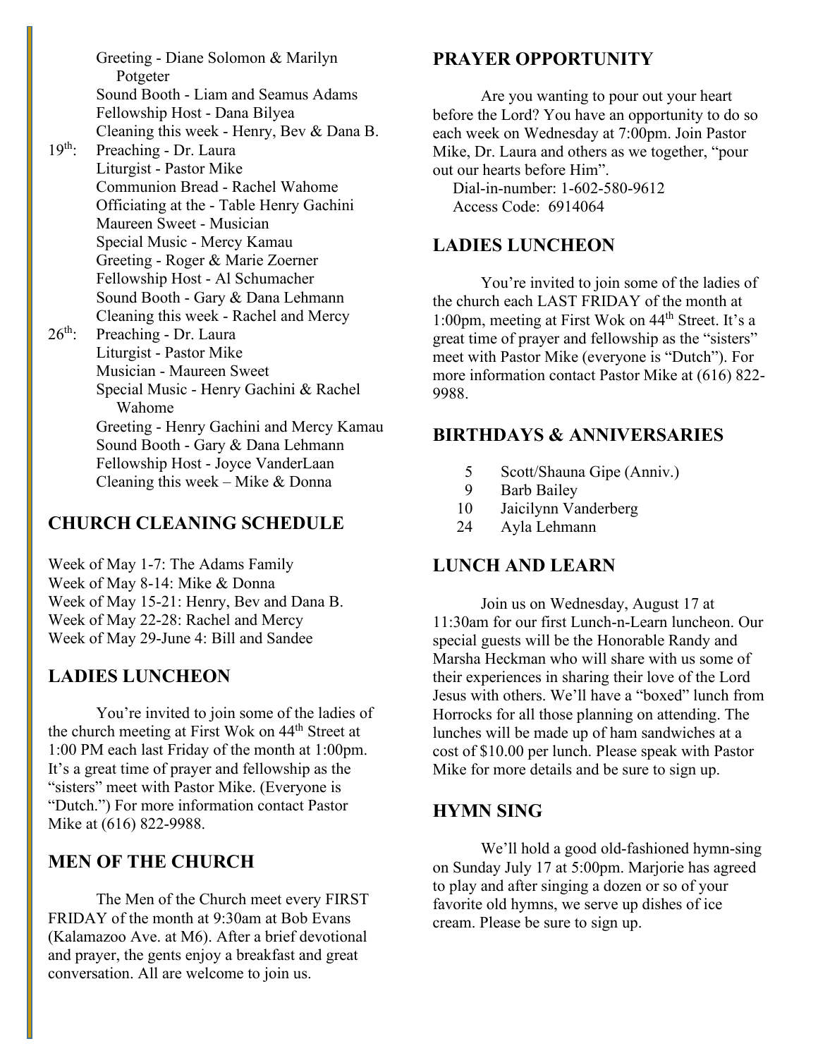Greeting - Diane Solomon & Marilyn Potgeter
Sound Booth - Liam and Seamus Adams
Fellowship Host - Dana Bilyea
Cleaning this week - Henry, Bev & Dana B.

19th: Preaching - Dr. Laura
Liturgist - Pastor Mike
Communion Bread - Rachel Wahome
Officiating at the - Table Henry Gachini
Maureen Sweet - Musician
Special Music - Mercy Kamau
Greeting - Roger & Marie Zoerner
Fellowship Host - Al Schumacher
Sound Booth - Gary & Dana Lehmann
Cleaning this week - Rachel and Mercy

26th: Preaching - Dr. Laura
Liturgist - Pastor Mike
Musician - Maureen Sweet
Special Music - Henry Gachini & Rachel Wahome
Greeting - Henry Gachini and Mercy Kamau
Sound Booth - Gary & Dana Lehmann
Fellowship Host - Joyce VanderLaan
Cleaning this week – Mike & Donna

## CHURCH CLEANING SCHEDULE

Week of May 1-7: The Adams Family
Week of May 8-14: Mike & Donna
Week of May 15-21: Henry, Bev and Dana B.
Week of May 22-28: Rachel and Mercy
Week of May 29-June 4: Bill and Sandee

## LADIES LUNCHEON

You're invited to join some of the ladies of the church meeting at First Wok on 44th Street at 1:00 PM each last Friday of the month at 1:00pm. It's a great time of prayer and fellowship as the "sisters" meet with Pastor Mike. (Everyone is "Dutch.") For more information contact Pastor Mike at (616) 822-9988.

## MEN OF THE CHURCH

The Men of the Church meet every FIRST FRIDAY of the month at 9:30am at Bob Evans (Kalamazoo Ave. at M6). After a brief devotional and prayer, the gents enjoy a breakfast and great conversation. All are welcome to join us.

## PRAYER OPPORTUNITY

Are you wanting to pour out your heart before the Lord? You have an opportunity to do so each week on Wednesday at 7:00pm. Join Pastor Mike, Dr. Laura and others as we together, "pour out our hearts before Him".

Dial-in-number: 1-602-580-9612
Access Code: 6914064

## LADIES LUNCHEON

You're invited to join some of the ladies of the church each LAST FRIDAY of the month at 1:00pm, meeting at First Wok on 44th Street. It's a great time of prayer and fellowship as the "sisters" meet with Pastor Mike (everyone is "Dutch"). For more information contact Pastor Mike at (616) 822-9988.

## BIRTHDAYS & ANNIVERSARIES

5 Scott/Shauna Gipe (Anniv.)
9 Barb Bailey
10 Jaicilynn Vanderberg
24 Ayla Lehmann

## LUNCH AND LEARN

Join us on Wednesday, August 17 at 11:30am for our first Lunch-n-Learn luncheon. Our special guests will be the Honorable Randy and Marsha Heckman who will share with us some of their experiences in sharing their love of the Lord Jesus with others. We'll have a "boxed" lunch from Horrocks for all those planning on attending. The lunches will be made up of ham sandwiches at a cost of $10.00 per lunch. Please speak with Pastor Mike for more details and be sure to sign up.

## HYMN SING

We'll hold a good old-fashioned hymn-sing on Sunday July 17 at 5:00pm. Marjorie has agreed to play and after singing a dozen or so of your favorite old hymns, we serve up dishes of ice cream. Please be sure to sign up.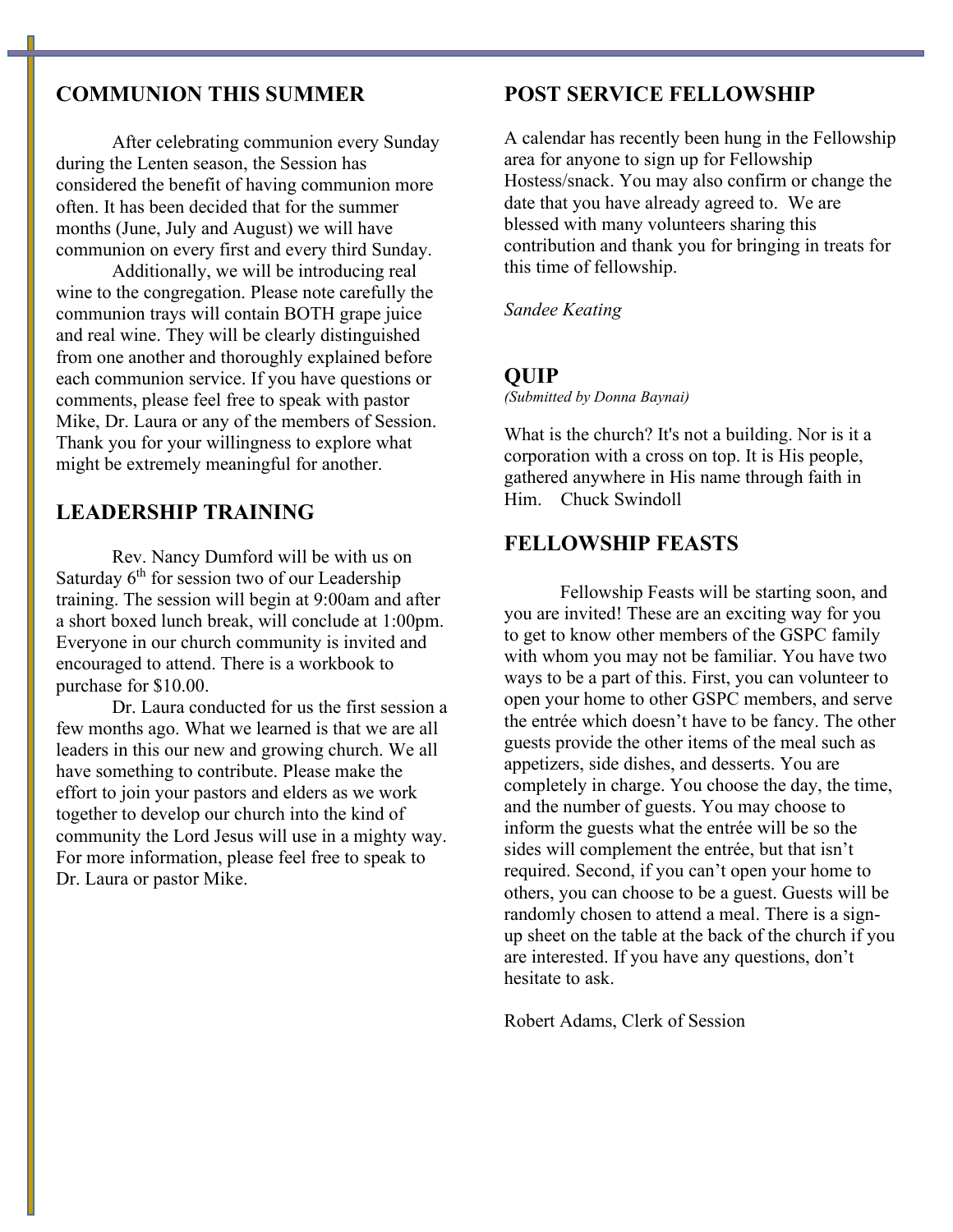## COMMUNION THIS SUMMER

After celebrating communion every Sunday during the Lenten season, the Session has considered the benefit of having communion more often. It has been decided that for the summer months (June, July and August) we will have communion on every first and every third Sunday.

Additionally, we will be introducing real wine to the congregation. Please note carefully the communion trays will contain BOTH grape juice and real wine. They will be clearly distinguished from one another and thoroughly explained before each communion service. If you have questions or comments, please feel free to speak with pastor Mike, Dr. Laura or any of the members of Session. Thank you for your willingness to explore what might be extremely meaningful for another.

## LEADERSHIP TRAINING

Rev. Nancy Dumford will be with us on Saturday 6th for session two of our Leadership training. The session will begin at 9:00am and after a short boxed lunch break, will conclude at 1:00pm. Everyone in our church community is invited and encouraged to attend. There is a workbook to purchase for $10.00.

Dr. Laura conducted for us the first session a few months ago. What we learned is that we are all leaders in this our new and growing church. We all have something to contribute. Please make the effort to join your pastors and elders as we work together to develop our church into the kind of community the Lord Jesus will use in a mighty way. For more information, please feel free to speak to Dr. Laura or pastor Mike.

## POST SERVICE FELLOWSHIP

A calendar has recently been hung in the Fellowship area for anyone to sign up for Fellowship Hostess/snack. You may also confirm or change the date that you have already agreed to. We are blessed with many volunteers sharing this contribution and thank you for bringing in treats for this time of fellowship.

*Sandee Keating*

## QUIP

*(Submitted by Donna Baynai)*

What is the church? It's not a building. Nor is it a corporation with a cross on top. It is His people, gathered anywhere in His name through faith in Him. Chuck Swindoll

## FELLOWSHIP FEASTS

Fellowship Feasts will be starting soon, and you are invited! These are an exciting way for you to get to know other members of the GSPC family with whom you may not be familiar. You have two ways to be a part of this. First, you can volunteer to open your home to other GSPC members, and serve the entrée which doesn't have to be fancy. The other guests provide the other items of the meal such as appetizers, side dishes, and desserts. You are completely in charge. You choose the day, the time, and the number of guests. You may choose to inform the guests what the entrée will be so the sides will complement the entrée, but that isn't required. Second, if you can't open your home to others, you can choose to be a guest. Guests will be randomly chosen to attend a meal. There is a sign-up sheet on the table at the back of the church if you are interested. If you have any questions, don't hesitate to ask.

Robert Adams, Clerk of Session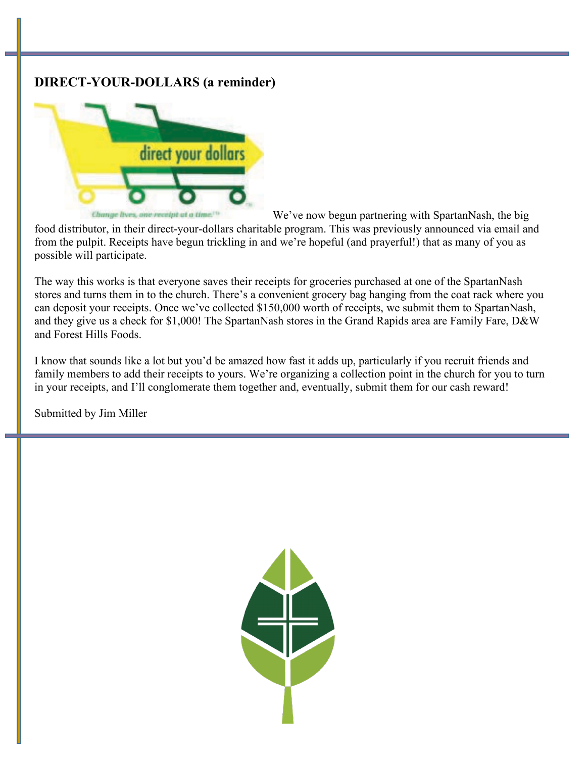## DIRECT-YOUR-DOLLARS (a reminder)

We've now begun partnering with SpartanNash, the big food distributor, in their direct-your-dollars charitable program. This was previously announced via email and from the pulpit. Receipts have begun trickling in and we're hopeful (and prayerful!) that as many of you as possible will participate.

The way this works is that everyone saves their receipts for groceries purchased at one of the SpartanNash stores and turns them in to the church. There's a convenient grocery bag hanging from the coat rack where you can deposit your receipts. Once we've collected $150,000 worth of receipts, we submit them to SpartanNash, and they give us a check for $1,000! The SpartanNash stores in the Grand Rapids area are Family Fare, D&W and Forest Hills Foods.

I know that sounds like a lot but you'd be amazed how fast it adds up, particularly if you recruit friends and family members to add their receipts to yours. We're organizing a collection point in the church for you to turn in your receipts, and I'll conglomerate them together and, eventually, submit them for our cash reward!

Submitted by Jim Miller